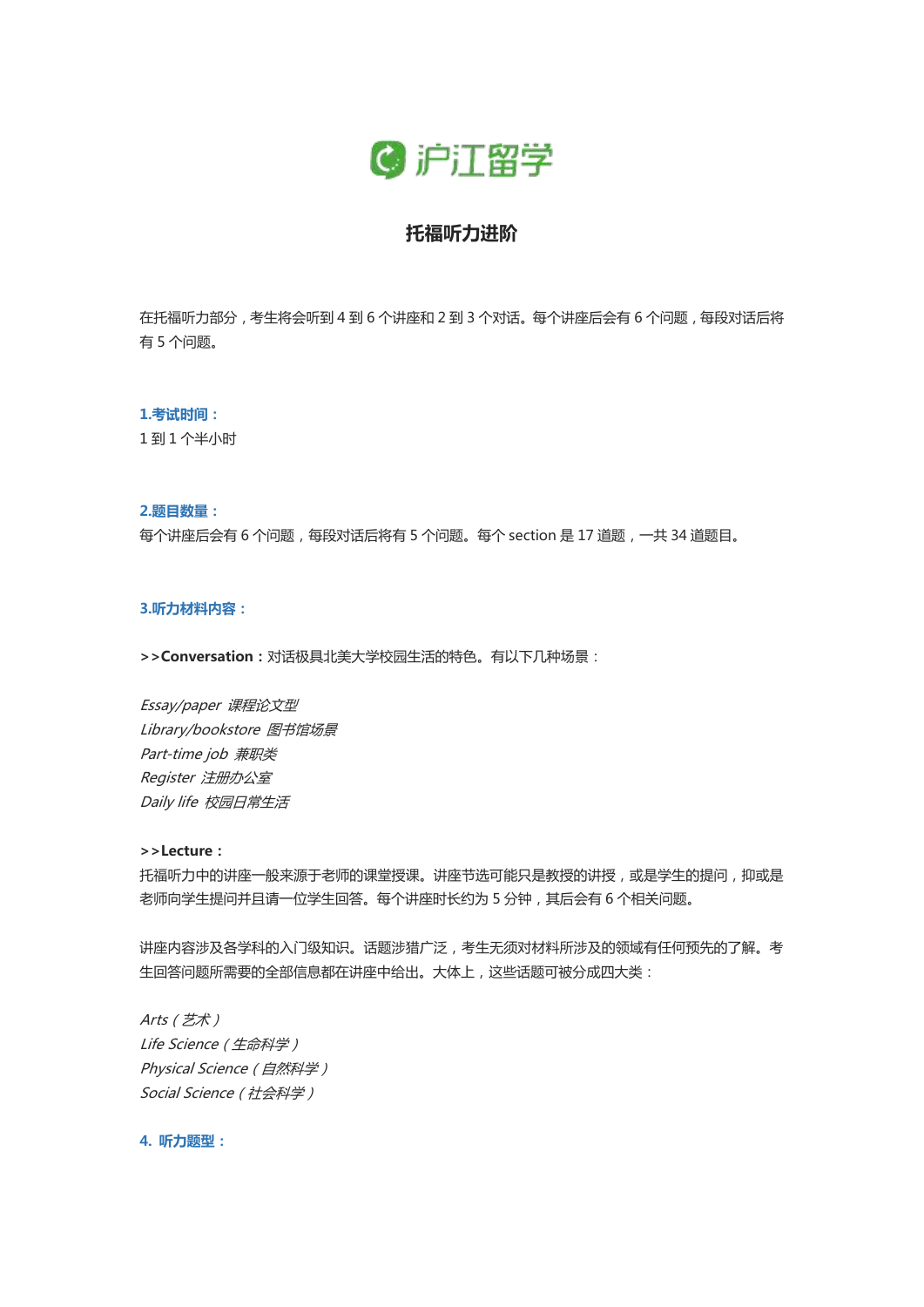# 托福听力进阶

在托福听力部分，考生将会听到 4 到 6 个讲座和 2 到 3 个对话。每个讲座后会有 6 个问题，每段对话后将有 5 个问题。

**1.考试时间：**

1 到 1 个半小时

**2.题目数量：**

每个讲座后会有 6 个问题，每段对话后将有 5 个问题。每个 section 是 17 道题，一共 34 道题目。

**3.听力材料内容：**

**>>Conversation：**对话极具北美大学校园生活的特色。有以下几种场景：

*Essay/paper 课程论文型*
*Library/bookstore 图书馆场景*
*Part-time job 兼职类*
*Register 注册办公室*
*Daily life 校园日常生活*

**>>Lecture：**

托福听力中的讲座一般来源于老师的课堂授课。讲座节选可能只是教授的讲授，或是学生的提问，抑或是老师向学生提问并且请一位学生回答。每个讲座时长约为 5 分钟，其后会有 6 个相关问题。

讲座内容涉及各学科的入门级知识。话题涉猎广泛，考生无须对材料所涉及的领域有任何预先的了解。考生回答问题所需要的全部信息都在讲座中给出。大体上，这些话题可被分成四大类：

*Arts（艺术）*
*Life Science（生命科学）*
*Physical Science（自然科学）*
*Social Science（社会科学）*

**4. 听力题型：**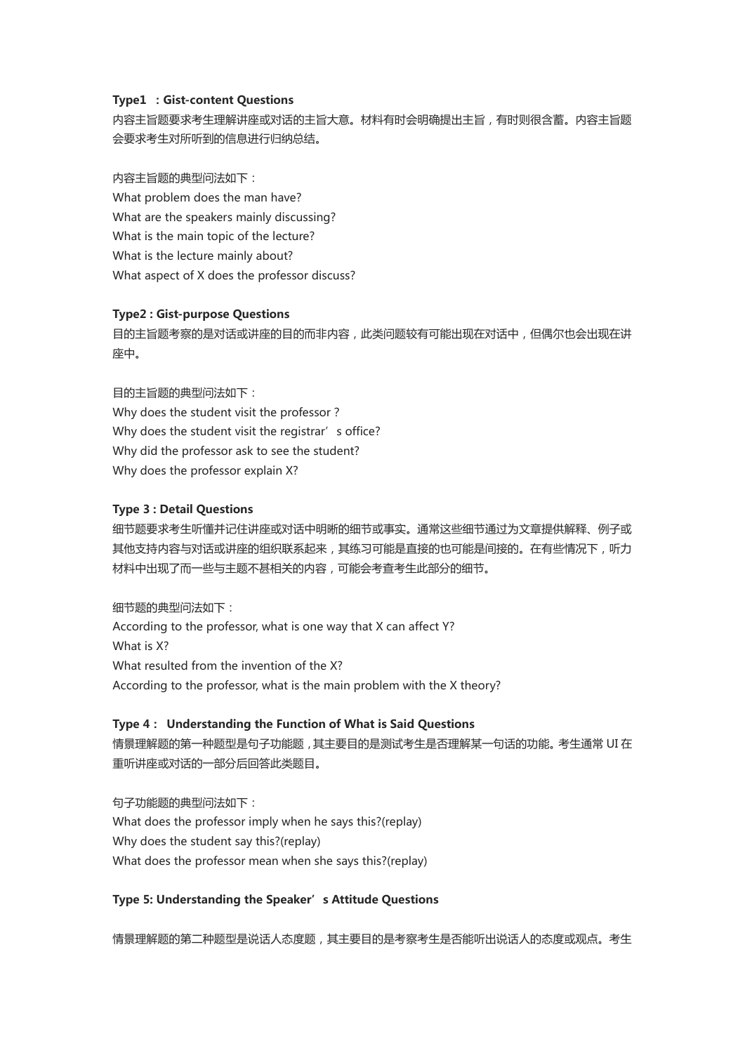**Type1 ：Gist-content Questions**

内容主旨题要求考生理解讲座或对话的主旨大意。材料有时会明确提出主旨，有时则很含蓄。内容主旨题会要求考生对所听到的信息进行归纳总结。

内容主旨题的典型问法如下：

What problem does the man have?

What are the speakers mainly discussing?

What is the main topic of the lecture?

What is the lecture mainly about?

What aspect of X does the professor discuss?

**Type2 : Gist-purpose Questions**

目的主旨题考察的是对话或讲座的目的而非内容，此类问题较有可能出现在对话中，但偶尔也会出现在讲座中。

目的主旨题的典型问法如下：

Why does the student visit the professor ?

Why does the student visit the registrar's office?

Why did the professor ask to see the student?

Why does the professor explain X?

**Type 3 : Detail Questions**

细节题要求考生听懂并记住讲座或对话中明晰的细节或事实。通常这些细节通过为文章提供解释、例子或其他支持内容与对话或讲座的组织联系起来，其练习可能是直接的也可能是间接的。在有些情况下，听力材料中出现了而一些与主题不甚相关的内容，可能会考查考生此部分的细节。

细节题的典型问法如下：

According to the professor, what is one way that X can affect Y?

What is X?

What resulted from the invention of the X?

According to the professor, what is the main problem with the X theory?

**Type 4： Understanding the Function of What is Said Questions**

情景理解题的第一种题型是句子功能题，其主要目的是测试考生是否理解某一句话的功能。考生通常 UI 在重听讲座或对话的一部分后回答此类题目。

句子功能题的典型问法如下：

What does the professor imply when he says this?(replay)

Why does the student say this?(replay)

What does the professor mean when she says this?(replay)

**Type 5: Understanding the Speaker's Attitude Questions**

情景理解题的第二种题型是说话人态度题，其主要目的是考察考生是否能听出说话人的态度或观点。考生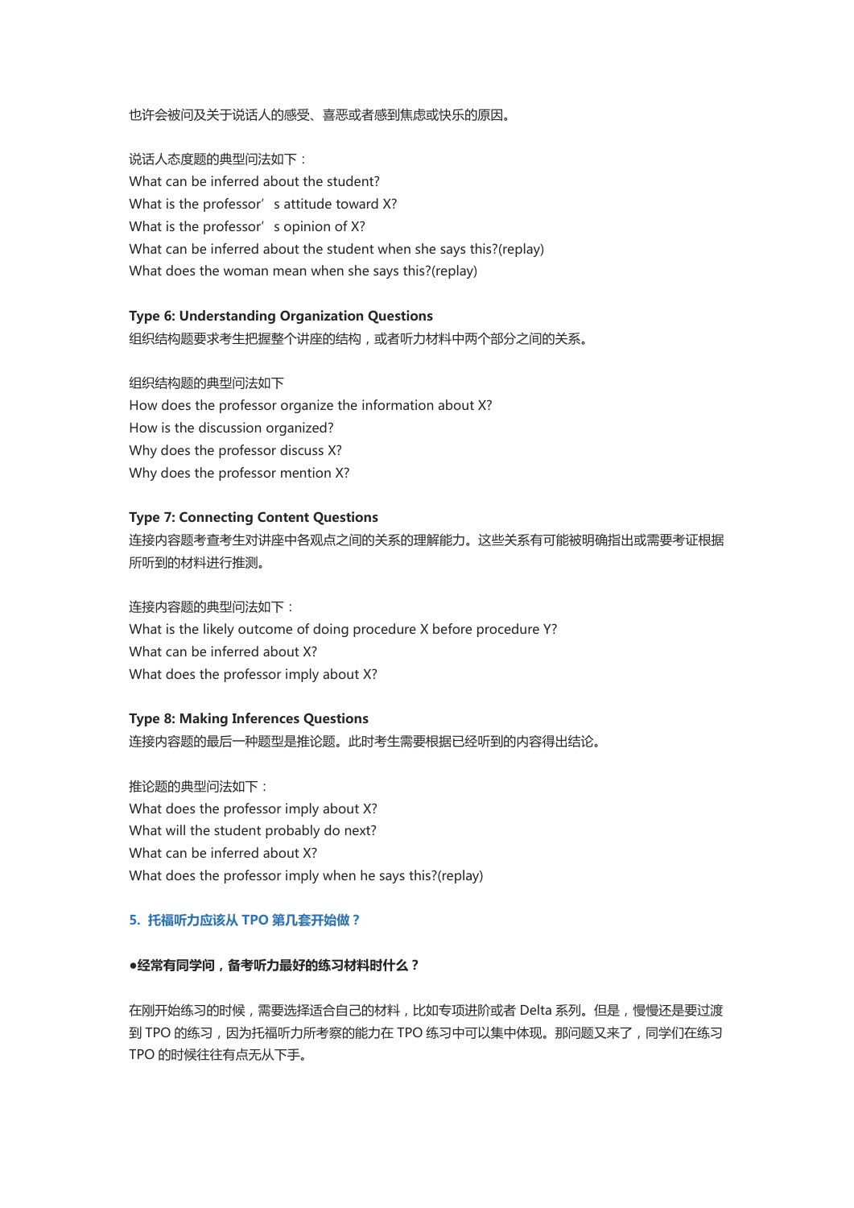也许会被问及关于说话人的感受、喜恶或者感到焦虑或快乐的原因。

说话人态度题的典型问法如下：

What can be inferred about the student?
What is the professor' s attitude toward X?
What is the professor' s opinion of X?
What can be inferred about the student when she says this?(replay)
What does the woman mean when she says this?(replay)

**Type 6: Understanding Organization Questions**

组织结构题要求考生把握整个讲座的结构，或者听力材料中两个部分之间的关系。

组织结构题的典型问法如下

How does the professor organize the information about X?
How is the discussion organized?
Why does the professor discuss X?
Why does the professor mention X?

**Type 7: Connecting Content Questions**

连接内容题考查考生对讲座中各观点之间的关系的理解能力。这些关系有可能被明确指出或需要考证根据所听到的材料进行推测。

连接内容题的典型问法如下：

What is the likely outcome of doing procedure X before procedure Y?
What can be inferred about X?
What does the professor imply about X?

**Type 8: Making Inferences Questions**

连接内容题的最后一种题型是推论题。此时考生需要根据已经听到的内容得出结论。

推论题的典型问法如下：

What does the professor imply about X?
What will the student probably do next?
What can be inferred about X?
What does the professor imply when he says this?(replay)

## 5. 托福听力应该从 TPO 第几套开始做？

**●经常有同学问，备考听力最好的练习材料时什么？**

在刚开始练习的时候，需要选择适合自己的材料，比如专项进阶或者 Delta 系列。但是，慢慢还是要过渡到 TPO 的练习，因为托福听力所考察的能力在 TPO 练习中可以集中体现。那问题又来了，同学们在练习 TPO 的时候往往有点无从下手。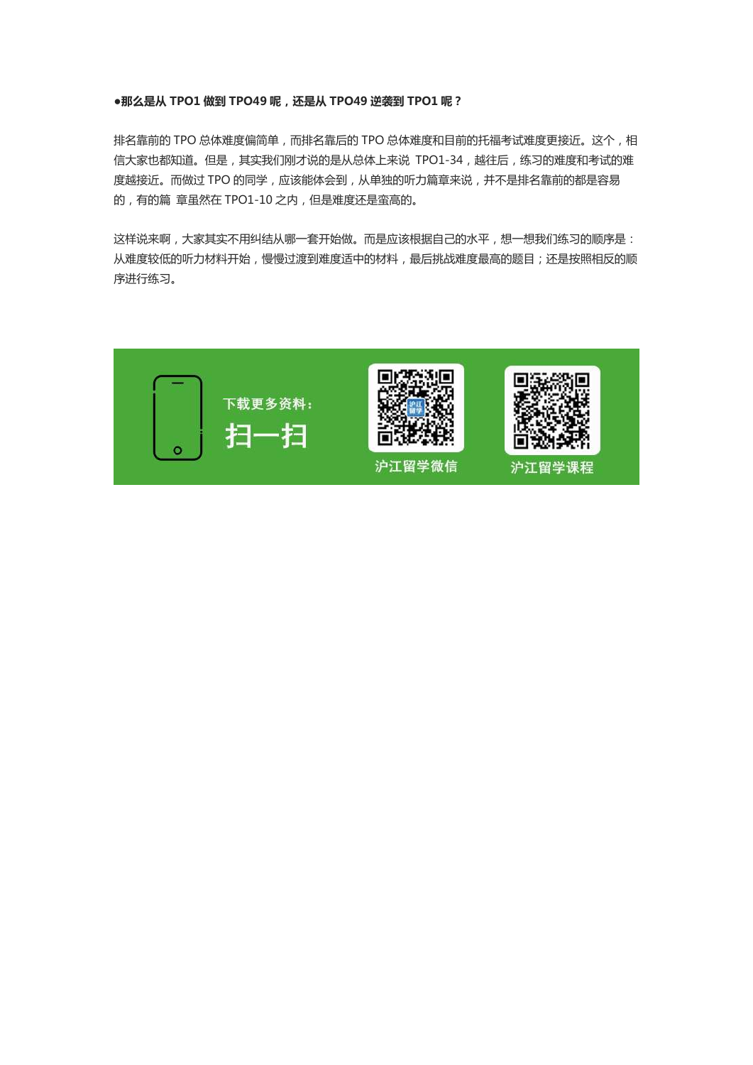**●那么是从 TPO1 做到 TPO49 呢，还是从 TPO49 逆袭到 TPO1 呢？**

排名靠前的 TPO 总体难度偏简单，而排名靠后的 TPO 总体难度和目前的托福考试难度更接近。这个，相信大家也都知道。但是，其实我们刚才说的是从总体上来说 TPO1-34，越往后，练习的难度和考试的难度越接近。而做过 TPO 的同学，应该能体会到，从单独的听力篇章来说，并不是排名靠前的都是容易的，有的篇 章虽然在 TPO1-10 之内，但是难度还是蛮高的。

这样说来啊，大家其实不用纠结从哪一套开始做。而是应该根据自己的水平，想一想我们练习的顺序是：从难度较低的听力材料开始，慢慢过渡到难度适中的材料，最后挑战难度最高的题目；还是按照相反的顺序进行练习。

下载更多资料：

扫一扫

沪江留学微信

沪江留学课程